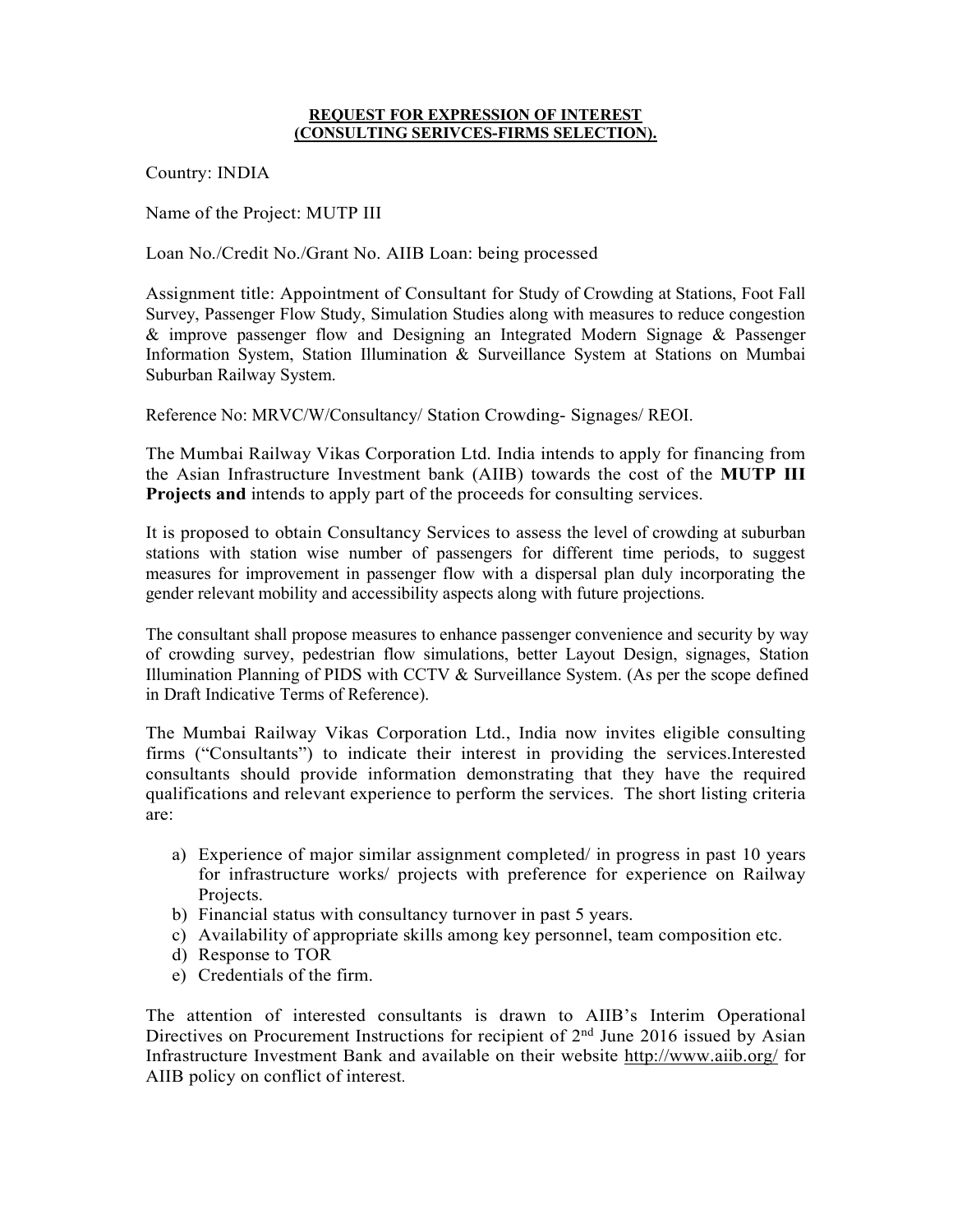**REQUEST FOR EXPRESSION OF INTEREST**
**(CONSULTING SERIVCES-FIRMS SELECTION).**

Country: INDIA

Name of the Project: MUTP III

Loan No./Credit No./Grant No. AIIB Loan: being processed

Assignment title: Appointment of Consultant for Study of Crowding at Stations, Foot Fall Survey, Passenger Flow Study, Simulation Studies along with measures to reduce congestion & improve passenger flow and Designing an Integrated Modern Signage & Passenger Information System, Station Illumination & Surveillance System at Stations on Mumbai Suburban Railway System.

Reference No: MRVC/W/Consultancy/ Station Crowding- Signages/ REOI.

The Mumbai Railway Vikas Corporation Ltd. India intends to apply for financing from the Asian Infrastructure Investment bank (AIIB) towards the cost of the **MUTP III Projects and** intends to apply part of the proceeds for consulting services.

It is proposed to obtain Consultancy Services to assess the level of crowding at suburban stations with station wise number of passengers for different time periods, to suggest measures for improvement in passenger flow with a dispersal plan duly incorporating the gender relevant mobility and accessibility aspects along with future projections.

The consultant shall propose measures to enhance passenger convenience and security by way of crowding survey, pedestrian flow simulations, better Layout Design, signages, Station Illumination Planning of PIDS with CCTV & Surveillance System. (As per the scope defined in Draft Indicative Terms of Reference).

The Mumbai Railway Vikas Corporation Ltd., India now invites eligible consulting firms ("Consultants") to indicate their interest in providing the services.Interested consultants should provide information demonstrating that they have the required qualifications and relevant experience to perform the services. The short listing criteria are:

a) Experience of major similar assignment completed/ in progress in past 10 years for infrastructure works/ projects with preference for experience on Railway Projects.
b) Financial status with consultancy turnover in past 5 years.
c) Availability of appropriate skills among key personnel, team composition etc.
d) Response to TOR
e) Credentials of the firm.

The attention of interested consultants is drawn to AIIB's Interim Operational Directives on Procurement Instructions for recipient of 2nd June 2016 issued by Asian Infrastructure Investment Bank and available on their website http://www.aiib.org/ for AIIB policy on conflict of interest.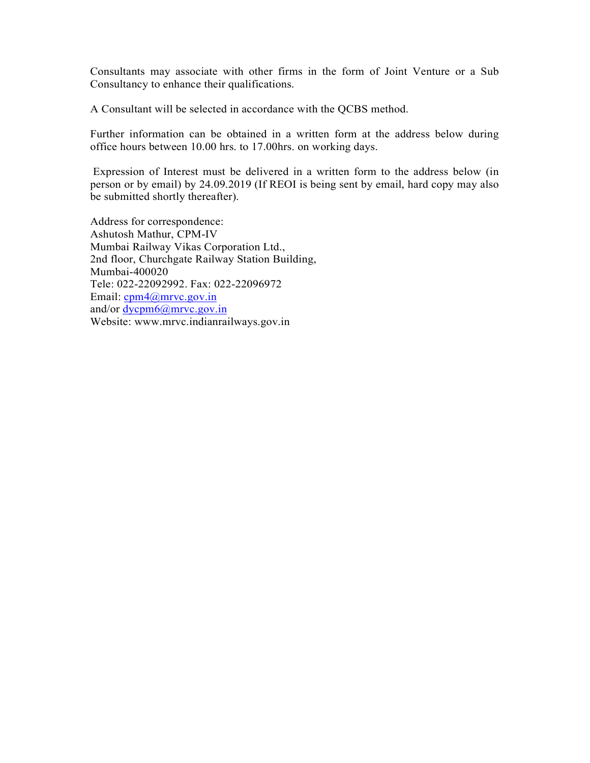Consultants may associate with other firms in the form of Joint Venture or a Sub Consultancy to enhance their qualifications.

A Consultant will be selected in accordance with the QCBS method.

Further information can be obtained in a written form at the address below during office hours between 10.00 hrs. to 17.00hrs. on working days.

Expression of Interest must be delivered in a written form to the address below (in person or by email) by 24.09.2019 (If REOI is being sent by email, hard copy may also be submitted shortly thereafter).

Address for correspondence:  
Ashutosh Mathur, CPM-IV  
Mumbai Railway Vikas Corporation Ltd.,  
2nd floor, Churchgate Railway Station Building,  
Mumbai-400020  
Tele: 022-22092992. Fax: 022-22096972  
Email: cpm4@mrvc.gov.in  
and/or dycpm6@mrvc.gov.in  
Website: www.mrvc.indianrailways.gov.in